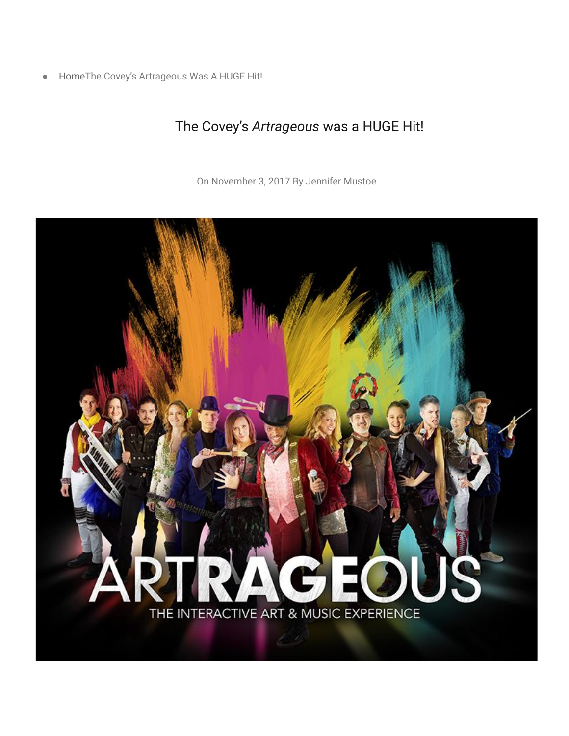- HomeThe Covey's Artrageous Was A HUGE Hit!

# The Covey's *Artrageous* was a HUGE Hit!

On November 3, 2017 By Jennifer Mustoe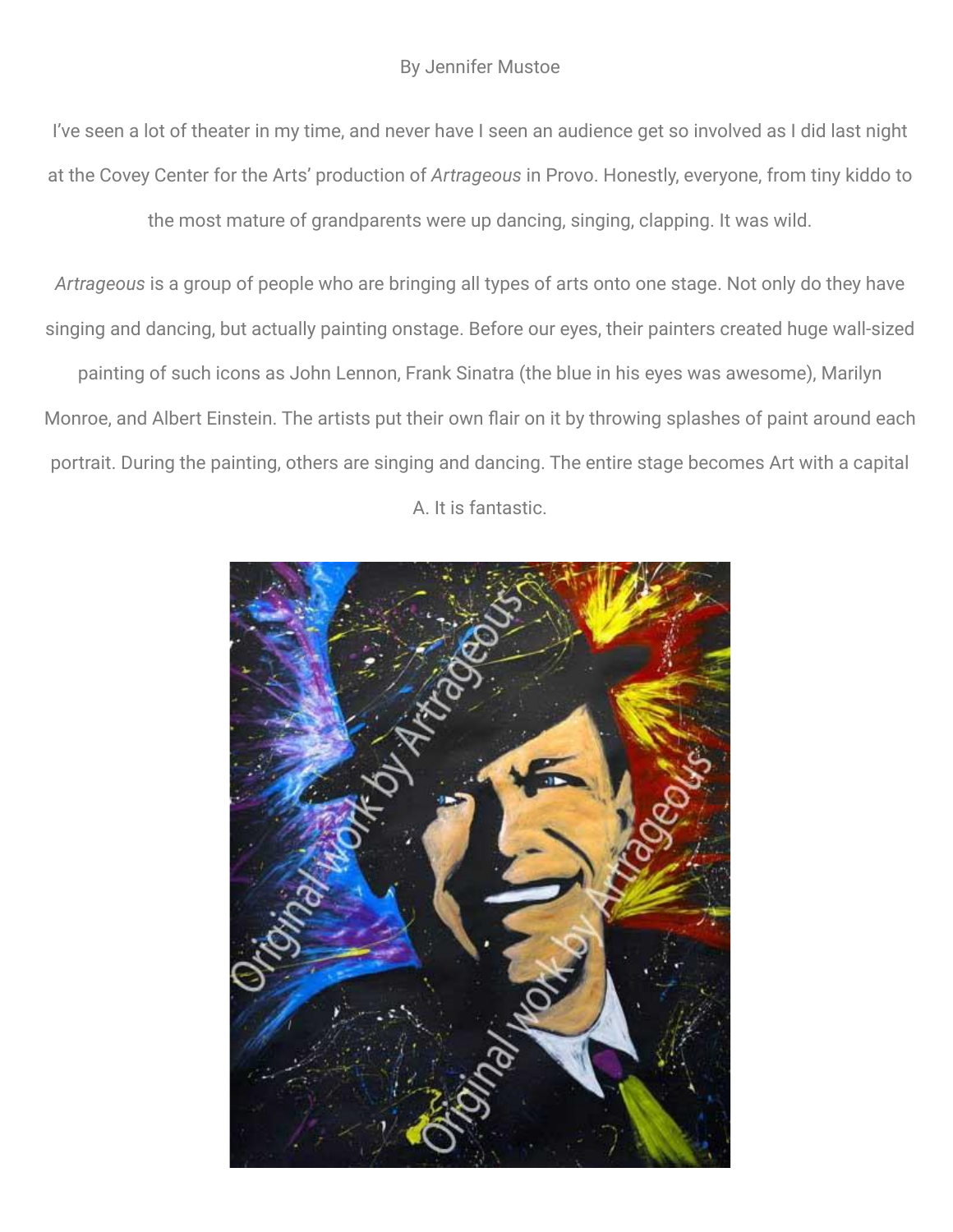By Jennifer Mustoe

I've seen a lot of theater in my time, and never have I seen an audience get so involved as I did last night at the Covey Center for the Arts' production of *Artrageous* in Provo. Honestly, everyone, from tiny kiddo to the most mature of grandparents were up dancing, singing, clapping. It was wild.

*Artrageous* is a group of people who are bringing all types of arts onto one stage. Not only do they have singing and dancing, but actually painting onstage. Before our eyes, their painters created huge wall-sized painting of such icons as John Lennon, Frank Sinatra (the blue in his eyes was awesome), Marilyn Monroe, and Albert Einstein. The artists put their own flair on it by throwing splashes of paint around each portrait. During the painting, others are singing and dancing. The entire stage becomes Art with a capital A. It is fantastic.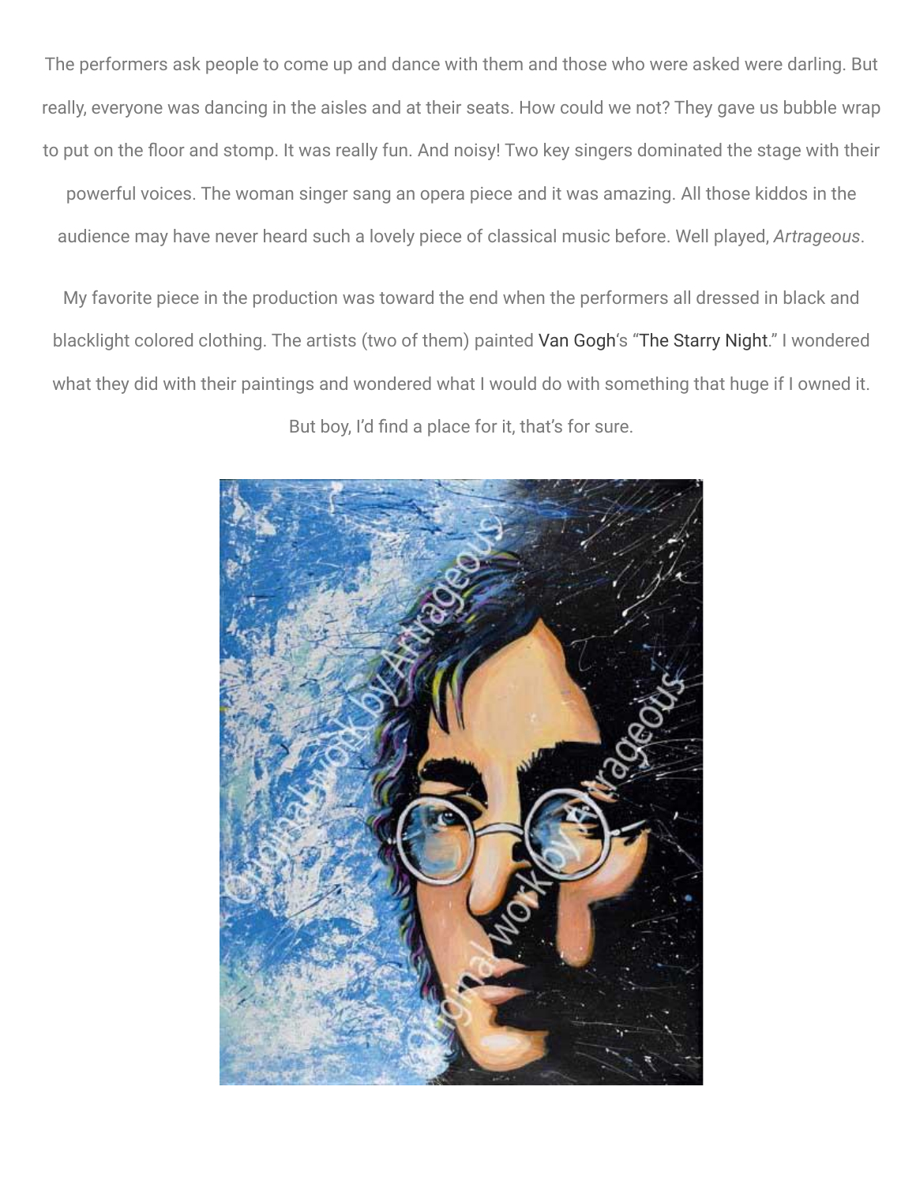The performers ask people to come up and dance with them and those who were asked were darling. But really, everyone was dancing in the aisles and at their seats. How could we not? They gave us bubble wrap to put on the floor and stomp. It was really fun. And noisy! Two key singers dominated the stage with their powerful voices. The woman singer sang an opera piece and it was amazing. All those kiddos in the audience may have never heard such a lovely piece of classical music before. Well played, *Artrageous*.

My favorite piece in the production was toward the end when the performers all dressed in black and blacklight colored clothing. The artists (two of them) painted Van Gogh's "The Starry Night." I wondered what they did with their paintings and wondered what I would do with something that huge if I owned it. But boy, I'd find a place for it, that's for sure.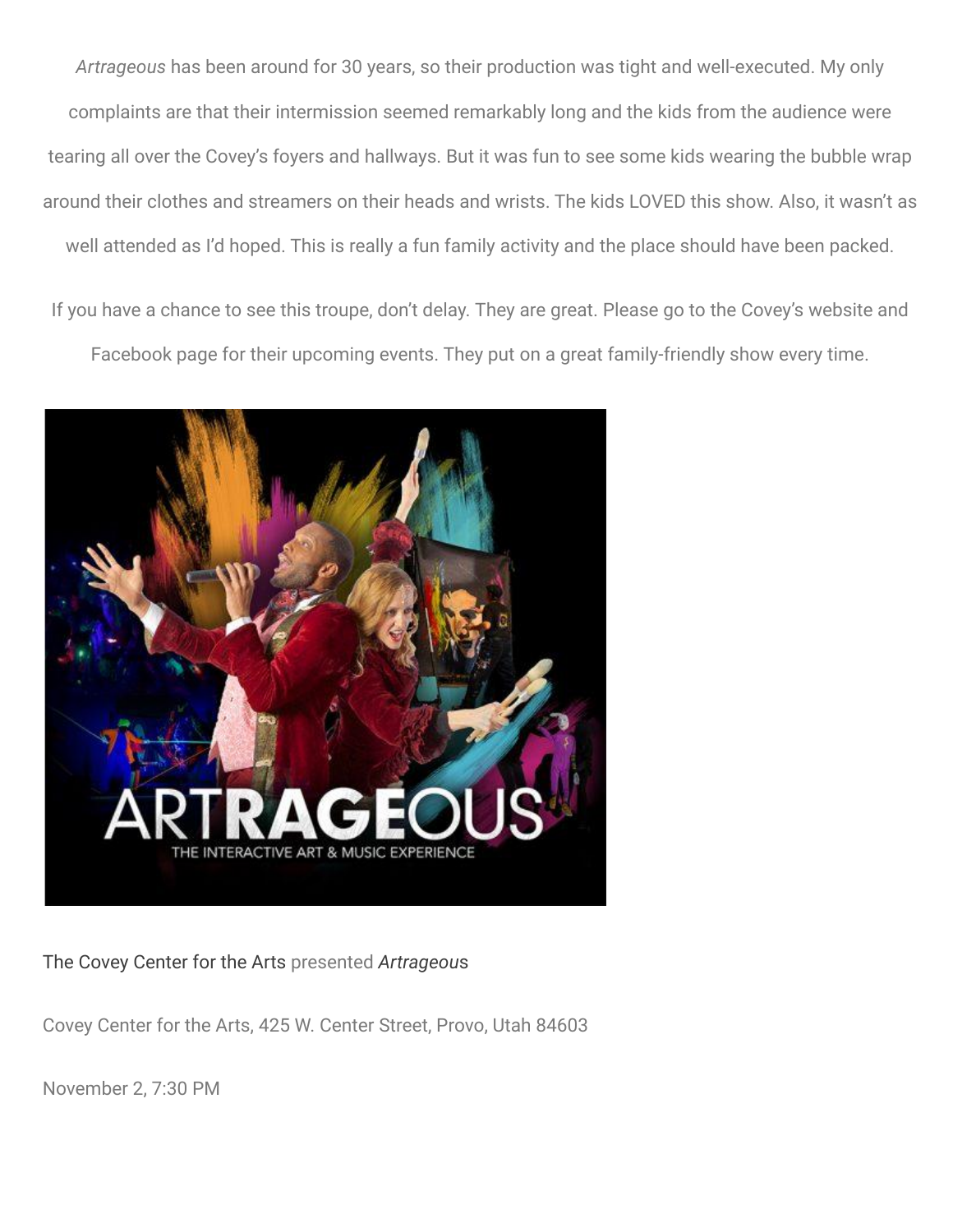*Artrageous* has been around for 30 years, so their production was tight and well-executed. My only complaints are that their intermission seemed remarkably long and the kids from the audience were tearing all over the Covey's foyers and hallways. But it was fun to see some kids wearing the bubble wrap around their clothes and streamers on their heads and wrists. The kids LOVED this show. Also, it wasn't as well attended as I'd hoped. This is really a fun family activity and the place should have been packed.

If you have a chance to see this troupe, don't delay. They are great. Please go to the Covey's website and Facebook page for their upcoming events. They put on a great family-friendly show every time.

The Covey Center for the Arts presented *Artrageous*

Covey Center for the Arts, 425 W. Center Street, Provo, Utah 84603

November 2, 7:30 PM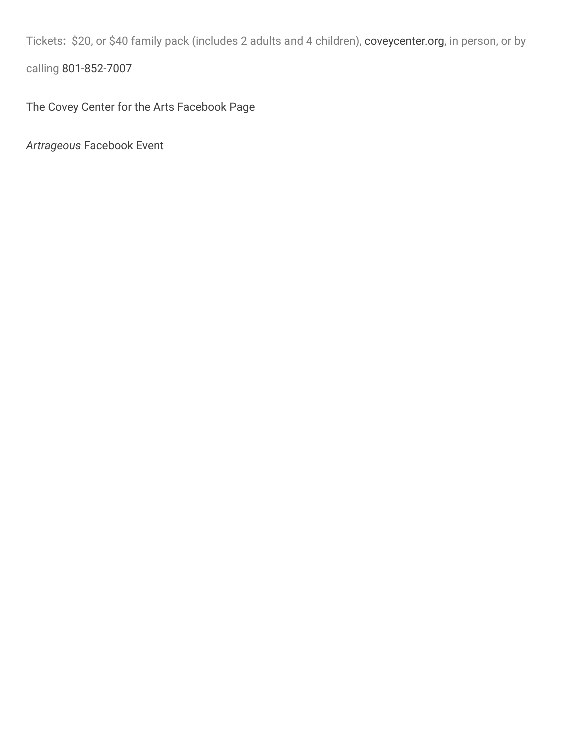Tickets**:** $20, or $40 family pack (includes 2 adults and 4 children), coveycenter.org, in person, or by calling 801-852-7007

The Covey Center for the Arts Facebook Page

*Artrageous* Facebook Event